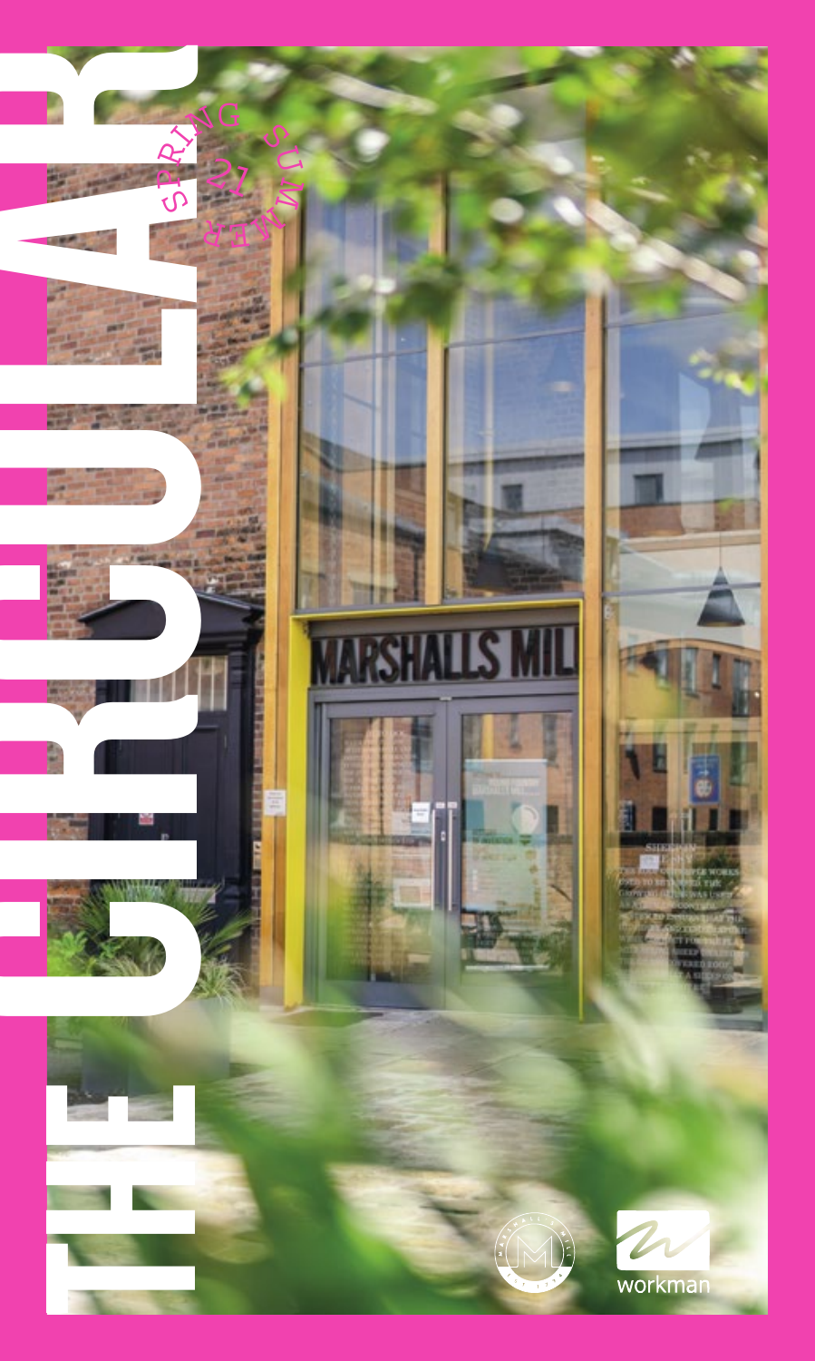# THE CIRCULAR

SPRING SUMMER '21

MARSHALLS MILL

workman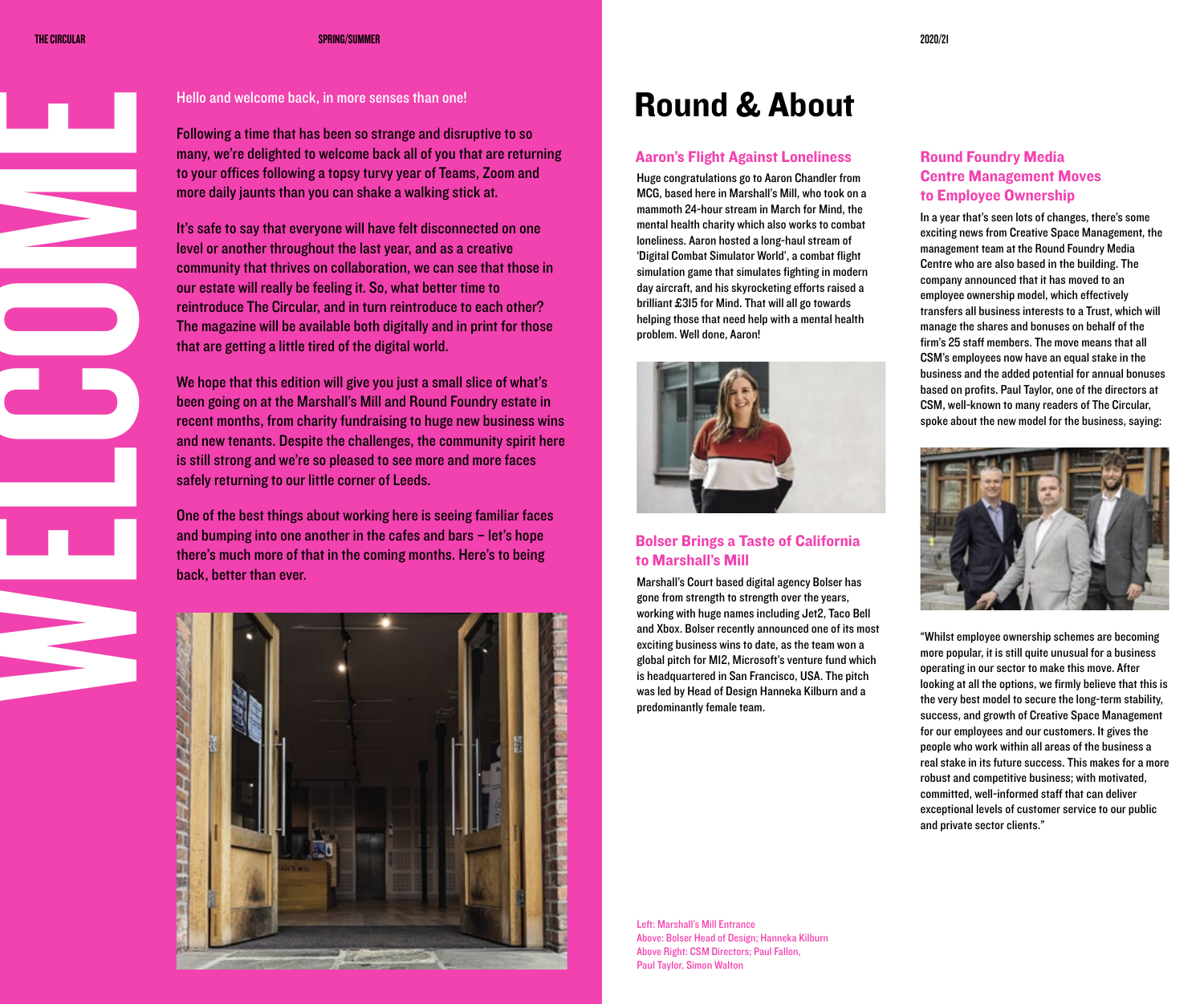# WELCOME

Hello and welcome back, in more senses than one!

Following a time that has been so strange and disruptive to so many, we're delighted to welcome back all of you that are returning to your offices following a topsy turvy year of Teams, Zoom and more daily jaunts than you can shake a walking stick at.

It's safe to say that everyone will have felt disconnected on one level or another throughout the last year, and as a creative community that thrives on collaboration, we can see that those in our estate will really be feeling it. So, what better time to reintroduce The Circular, and in turn reintroduce to each other? The magazine will be available both digitally and in print for those that are getting a little tired of the digital world.

We hope that this edition will give you just a small slice of what's been going on at the Marshall's Mill and Round Foundry estate in recent months, from charity fundraising to huge new business wins and new tenants. Despite the challenges, the community spirit here is still strong and we're so pleased to see more and more faces safely returning to our little corner of Leeds.

One of the best things about working here is seeing familiar faces and bumping into one another in the cafes and bars – let's hope there's much more of that in the coming months. Here's to being back, better than ever.

# Round & About

## Aaron's Flight Against Loneliness

Huge congratulations go to Aaron Chandler from MCG, based here in Marshall's Mill, who took on a mammoth 24-hour stream in March for Mind, the mental health charity which also works to combat loneliness. Aaron hosted a long-haul stream of 'Digital Combat Simulator World', a combat flight simulation game that simulates fighting in modern day aircraft, and his skyrocketing efforts raised a brilliant £315 for Mind. That will all go towards helping those that need help with a mental health problem. Well done, Aaron!

## Bolser Brings a Taste of California to Marshall's Mill

Marshall's Court based digital agency Bolser has gone from strength to strength over the years, working with huge names including Jet2, Taco Bell and Xbox. Bolser recently announced one of its most exciting business wins to date, as the team won a global pitch for M12, Microsoft's venture fund which is headquartered in San Francisco, USA. The pitch was led by Head of Design Hanneka Kilburn and a predominantly female team.

## Round Foundry Media Centre Management Moves to Employee Ownership

In a year that's seen lots of changes, there's some exciting news from Creative Space Management, the management team at the Round Foundry Media Centre who are also based in the building. The company announced that it has moved to an employee ownership model, which effectively transfers all business interests to a Trust, which will manage the shares and bonuses on behalf of the firm's 25 staff members. The move means that all CSM's employees now have an equal stake in the business and the added potential for annual bonuses based on profits. Paul Taylor, one of the directors at CSM, well-known to many readers of The Circular, spoke about the new model for the business, saying:

"Whilst employee ownership schemes are becoming more popular, it is still quite unusual for a business operating in our sector to make this move. After looking at all the options, we firmly believe that this is the very best model to secure the long-term stability, success, and growth of Creative Space Management for our employees and our customers. It gives the people who work within all areas of the business a real stake in its future success. This makes for a more robust and competitive business; with motivated, committed, well-informed staff that can deliver exceptional levels of customer service to our public and private sector clients."

Left: Marshall's Mill Entrance
Above: Bolser Head of Design; Hanneka Kilburn
Above Right: CSM Directors; Paul Fallon, Paul Taylor, Simon Walton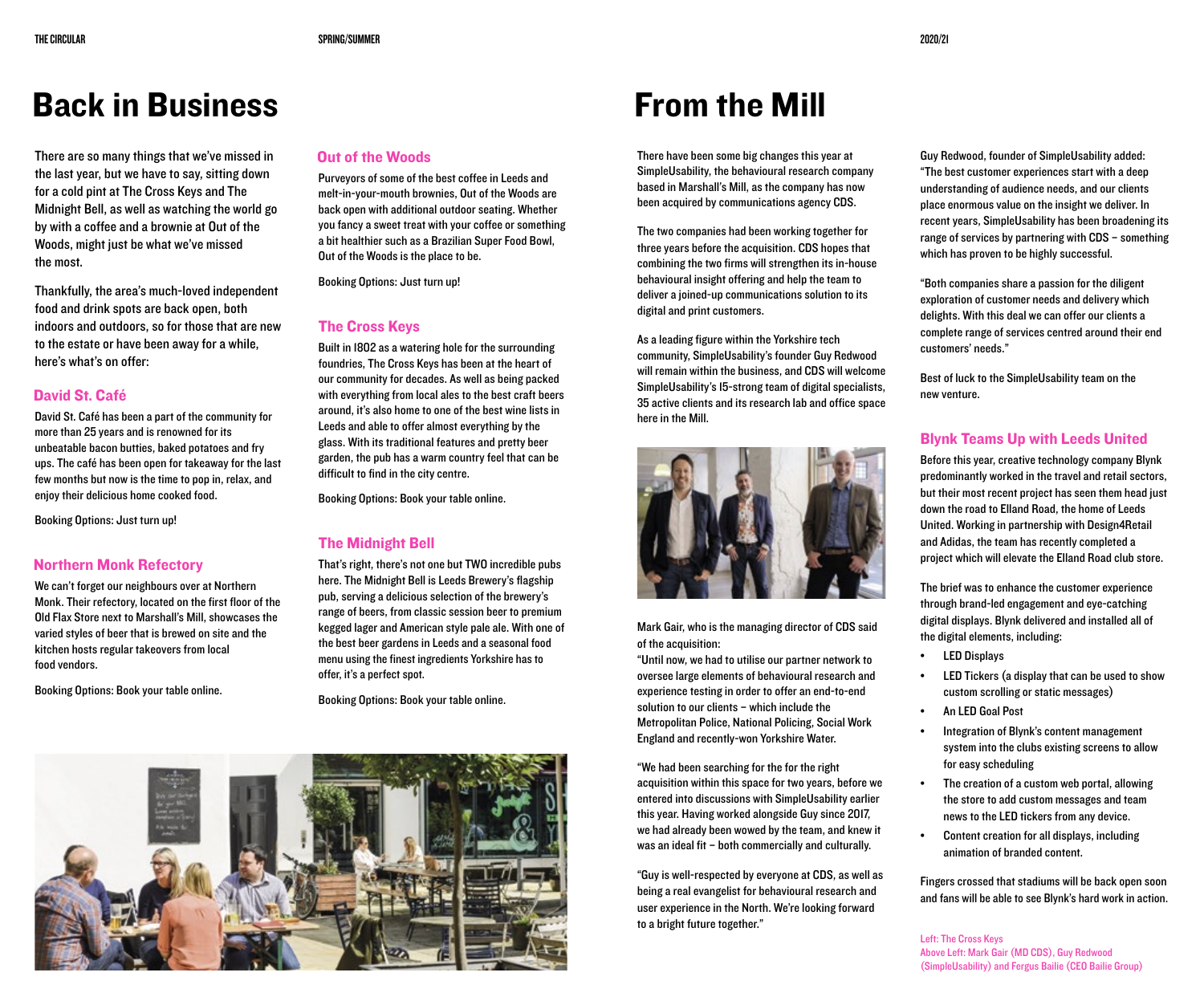# Back in Business

There are so many things that we've missed in the last year, but we have to say, sitting down for a cold pint at The Cross Keys and The Midnight Bell, as well as watching the world go by with a coffee and a brownie at Out of the Woods, might just be what we've missed the most.

Thankfully, the area's much-loved independent food and drink spots are back open, both indoors and outdoors, so for those that are new to the estate or have been away for a while, here's what's on offer:

### David St. Café

David St. Café has been a part of the community for more than 25 years and is renowned for its unbeatable bacon butties, baked potatoes and fry ups. The café has been open for takeaway for the last few months but now is the time to pop in, relax, and enjoy their delicious home cooked food.

Booking Options: Just turn up!

### Northern Monk Refectory

We can't forget our neighbours over at Northern Monk. Their refectory, located on the first floor of the Old Flax Store next to Marshall's Mill, showcases the varied styles of beer that is brewed on site and the kitchen hosts regular takeovers from local food vendors.

Booking Options: Book your table online.

### Out of the Woods

Purveyors of some of the best coffee in Leeds and melt-in-your-mouth brownies, Out of the Woods are back open with additional outdoor seating. Whether you fancy a sweet treat with your coffee or something a bit healthier such as a Brazilian Super Food Bowl, Out of the Woods is the place to be.

Booking Options: Just turn up!

### The Cross Keys

Built in 1802 as a watering hole for the surrounding foundries, The Cross Keys has been at the heart of our community for decades. As well as being packed with everything from local ales to the best craft beers around, it's also home to one of the best wine lists in Leeds and able to offer almost everything by the glass. With its traditional features and pretty beer garden, the pub has a warm country feel that can be difficult to find in the city centre.

Booking Options: Book your table online.

### The Midnight Bell

That's right, there's not one but TWO incredible pubs here. The Midnight Bell is Leeds Brewery's flagship pub, serving a delicious selection of the brewery's range of beers, from classic session beer to premium kegged lager and American style pale ale. With one of the best beer gardens in Leeds and a seasonal food menu using the finest ingredients Yorkshire has to offer, it's a perfect spot.

Booking Options: Book your table online.

# From the Mill

There have been some big changes this year at SimpleUsability, the behavioural research company based in Marshall's Mill, as the company has now been acquired by communications agency CDS.

The two companies had been working together for three years before the acquisition. CDS hopes that combining the two firms will strengthen its in-house behavioural insight offering and help the team to deliver a joined-up communications solution to its digital and print customers.

As a leading figure within the Yorkshire tech community, SimpleUsability's founder Guy Redwood will remain within the business, and CDS will welcome SimpleUsability's 15-strong team of digital specialists, 35 active clients and its research lab and office space here in the Mill.

Mark Gair, who is the managing director of CDS said of the acquisition:
"Until now, we had to utilise our partner network to oversee large elements of behavioural research and experience testing in order to offer an end-to-end solution to our clients – which include the Metropolitan Police, National Policing, Social Work England and recently-won Yorkshire Water.

"We had been searching for the for the right acquisition within this space for two years, before we entered into discussions with SimpleUsability earlier this year. Having worked alongside Guy since 2017, we had already been wowed by the team, and knew it was an ideal fit – both commercially and culturally.

"Guy is well-respected by everyone at CDS, as well as being a real evangelist for behavioural research and user experience in the North. We're looking forward to a bright future together."

Guy Redwood, founder of SimpleUsability added: "The best customer experiences start with a deep understanding of audience needs, and our clients place enormous value on the insight we deliver. In recent years, SimpleUsability has been broadening its range of services by partnering with CDS – something which has proven to be highly successful.

"Both companies share a passion for the diligent exploration of customer needs and delivery which delights. With this deal we can offer our clients a complete range of services centred around their end customers' needs."

Best of luck to the SimpleUsability team on the new venture.

### Blynk Teams Up with Leeds United

Before this year, creative technology company Blynk predominantly worked in the travel and retail sectors, but their most recent project has seen them head just down the road to Elland Road, the home of Leeds United. Working in partnership with Design4Retail and Adidas, the team has recently completed a project which will elevate the Elland Road club store.

The brief was to enhance the customer experience through brand-led engagement and eye-catching digital displays. Blynk delivered and installed all of the digital elements, including:

- LED Displays
- LED Tickers (a display that can be used to show custom scrolling or static messages)
- An LED Goal Post
- Integration of Blynk's content management system into the clubs existing screens to allow for easy scheduling
- The creation of a custom web portal, allowing the store to add custom messages and team news to the LED tickers from any device.
- Content creation for all displays, including animation of branded content.

Fingers crossed that stadiums will be back open soon and fans will be able to see Blynk's hard work in action.

Left: The Cross Keys
Above Left: Mark Gair (MD CDS), Guy Redwood (SimpleUsability) and Fergus Bailie (CEO Bailie Group)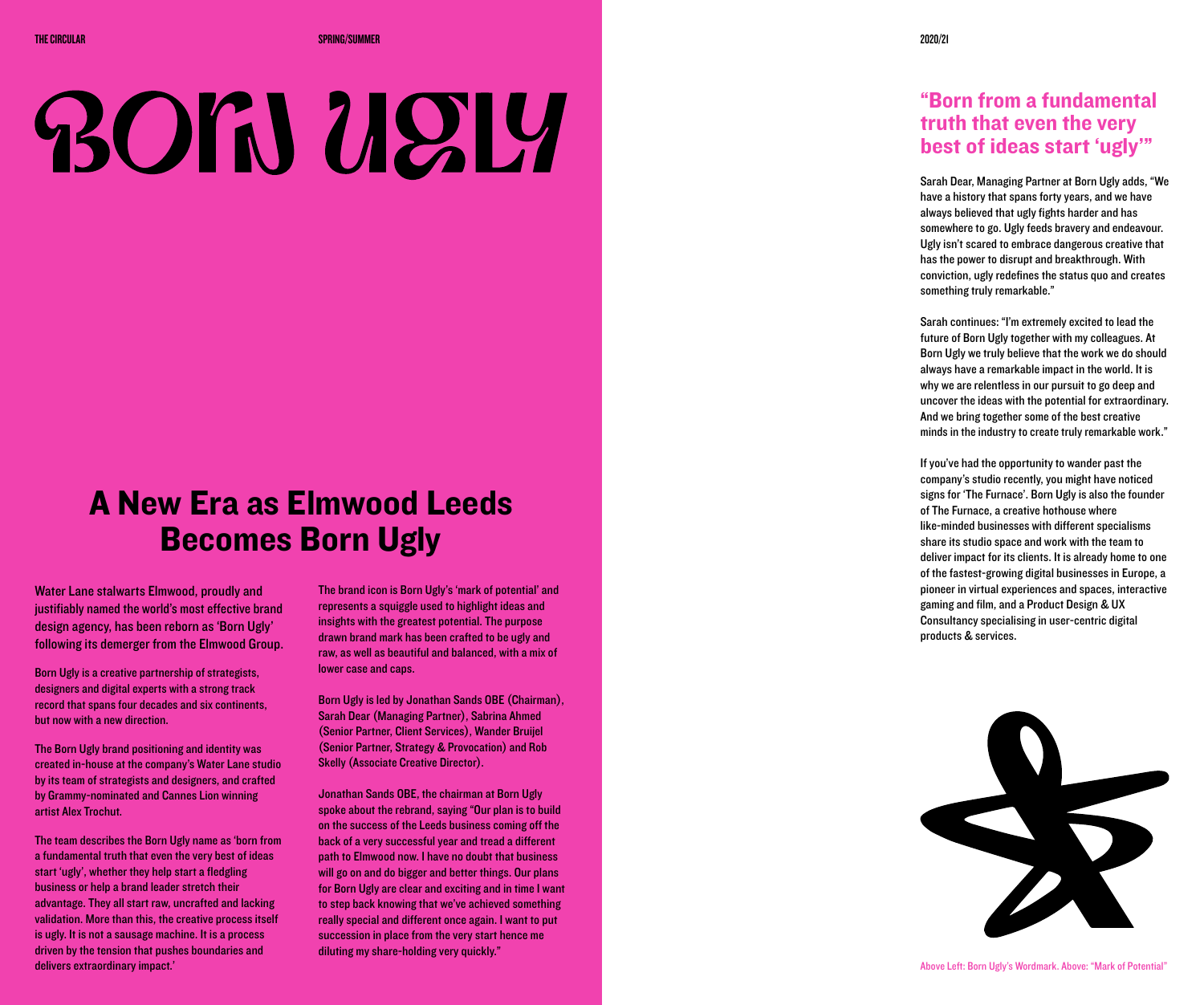# Born Ugly

## A New Era as Elmwood Leeds Becomes Born Ugly

Water Lane stalwarts Elmwood, proudly and justifiably named the world's most effective brand design agency, has been reborn as 'Born Ugly' following its demerger from the Elmwood Group.

Born Ugly is a creative partnership of strategists, designers and digital experts with a strong track record that spans four decades and six continents, but now with a new direction.

The Born Ugly brand positioning and identity was created in-house at the company's Water Lane studio by its team of strategists and designers, and crafted by Grammy-nominated and Cannes Lion winning artist Alex Trochut.

The team describes the Born Ugly name as 'born from a fundamental truth that even the very best of ideas start 'ugly', whether they help start a fledgling business or help a brand leader stretch their advantage. They all start raw, uncrafted and lacking validation. More than this, the creative process itself is ugly. It is not a sausage machine. It is a process driven by the tension that pushes boundaries and delivers extraordinary impact.'

The brand icon is Born Ugly's 'mark of potential' and represents a squiggle used to highlight ideas and insights with the greatest potential. The purpose drawn brand mark has been crafted to be ugly and raw, as well as beautiful and balanced, with a mix of lower case and caps.

Born Ugly is led by Jonathan Sands OBE (Chairman), Sarah Dear (Managing Partner), Sabrina Ahmed (Senior Partner, Client Services), Wander Bruijel (Senior Partner, Strategy & Provocation) and Rob Skelly (Associate Creative Director).

Jonathan Sands OBE, the chairman at Born Ugly spoke about the rebrand, saying "Our plan is to build on the success of the Leeds business coming off the back of a very successful year and tread a different path to Elmwood now. I have no doubt that business will go on and do bigger and better things. Our plans for Born Ugly are clear and exciting and in time I want to step back knowing that we've achieved something really special and different once again. I want to put succession in place from the very start hence me diluting my share-holding very quickly."

### "Born from a fundamental truth that even the very best of ideas start 'ugly'"

Sarah Dear, Managing Partner at Born Ugly adds, "We have a history that spans forty years, and we have always believed that ugly fights harder and has somewhere to go. Ugly feeds bravery and endeavour. Ugly isn't scared to embrace dangerous creative that has the power to disrupt and breakthrough. With conviction, ugly redefines the status quo and creates something truly remarkable."

Sarah continues: "I'm extremely excited to lead the future of Born Ugly together with my colleagues. At Born Ugly we truly believe that the work we do should always have a remarkable impact in the world. It is why we are relentless in our pursuit to go deep and uncover the ideas with the potential for extraordinary. And we bring together some of the best creative minds in the industry to create truly remarkable work."

If you've had the opportunity to wander past the company's studio recently, you might have noticed signs for 'The Furnace'. Born Ugly is also the founder of The Furnace, a creative hothouse where like-minded businesses with different specialisms share its studio space and work with the team to deliver impact for its clients. It is already home to one of the fastest-growing digital businesses in Europe, a pioneer in virtual experiences and spaces, interactive gaming and film, and a Product Design & UX Consultancy specialising in user-centric digital products & services.

Above Left: Born Ugly's Wordmark. Above: "Mark of Potential"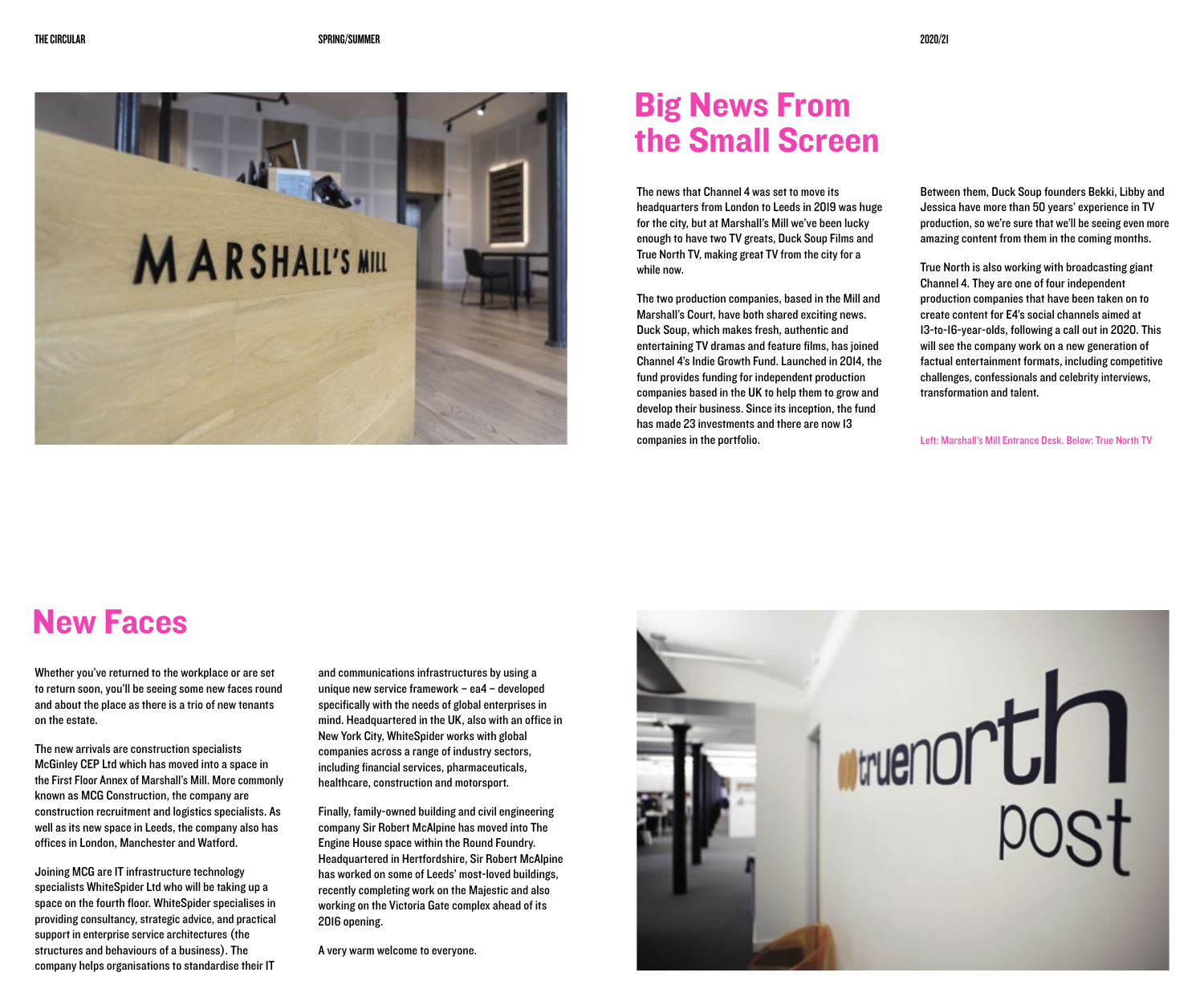## Big News From the Small Screen

The news that Channel 4 was set to move its headquarters from London to Leeds in 2019 was huge for the city, but at Marshall's Mill we've been lucky enough to have two TV greats, Duck Soup Films and True North TV, making great TV from the city for a while now.

The two production companies, based in the Mill and Marshall's Court, have both shared exciting news. Duck Soup, which makes fresh, authentic and entertaining TV dramas and feature films, has joined Channel 4's Indie Growth Fund. Launched in 2014, the fund provides funding for independent production companies based in the UK to help them to grow and develop their business. Since its inception, the fund has made 23 investments and there are now 13 companies in the portfolio.

Between them, Duck Soup founders Bekki, Libby and Jessica have more than 50 years' experience in TV production, so we're sure that we'll be seeing even more amazing content from them in the coming months.

True North is also working with broadcasting giant Channel 4. They are one of four independent production companies that have been taken on to create content for E4's social channels aimed at 13-to-16-year-olds, following a call out in 2020. This will see the company work on a new generation of factual entertainment formats, including competitive challenges, confessionals and celebrity interviews, transformation and talent.

Left: Marshall's Mill Entrance Desk. Below: True North TV

## New Faces

Whether you've returned to the workplace or are set to return soon, you'll be seeing some new faces round and about the place as there is a trio of new tenants on the estate.

The new arrivals are construction specialists McGinley CEP Ltd which has moved into a space in the First Floor Annex of Marshall's Mill. More commonly known as MCG Construction, the company are construction recruitment and logistics specialists. As well as its new space in Leeds, the company also has offices in London, Manchester and Watford.

Joining MCG are IT infrastructure technology specialists WhiteSpider Ltd who will be taking up a space on the fourth floor. WhiteSpider specialises in providing consultancy, strategic advice, and practical support in enterprise service architectures (the structures and behaviours of a business). The company helps organisations to standardise their IT and communications infrastructures by using a unique new service framework – ea4 – developed specifically with the needs of global enterprises in mind. Headquartered in the UK, also with an office in New York City, WhiteSpider works with global companies across a range of industry sectors, including financial services, pharmaceuticals, healthcare, construction and motorsport.

Finally, family-owned building and civil engineering company Sir Robert McAlpine has moved into The Engine House space within the Round Foundry. Headquartered in Hertfordshire, Sir Robert McAlpine has worked on some of Leeds' most-loved buildings, recently completing work on the Majestic and also working on the Victoria Gate complex ahead of its 2016 opening.

A very warm welcome to everyone.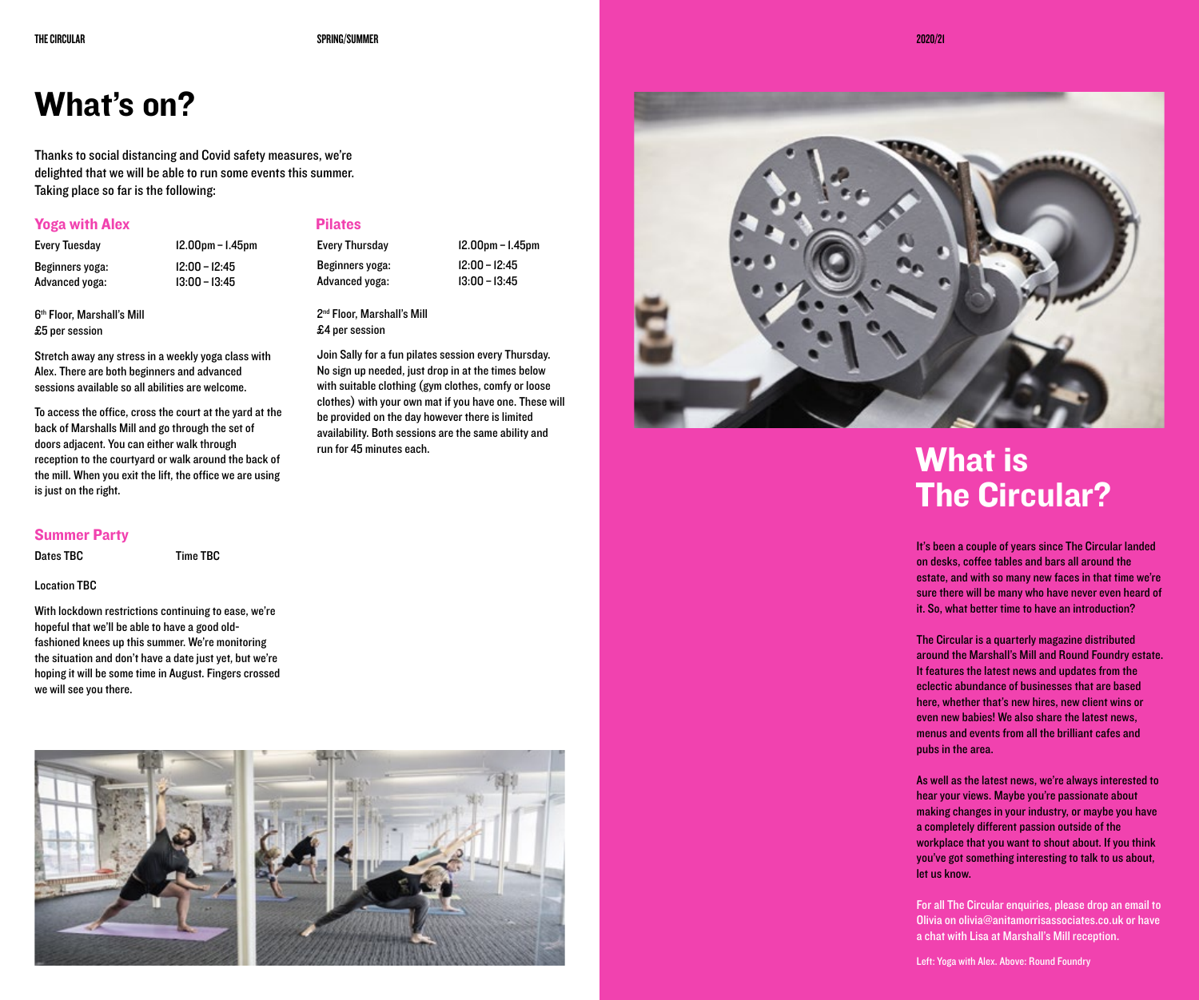# What's on?

Thanks to social distancing and Covid safety measures, we're delighted that we will be able to run some events this summer. Taking place so far is the following:

## Yoga with Alex

Every Tuesday 12.00pm – 1.45pm

Beginners yoga: 12:00 – 12:45
Advanced yoga: 13:00 – 13:45

6th Floor, Marshall's Mill
£5 per session

Stretch away any stress in a weekly yoga class with Alex. There are both beginners and advanced sessions available so all abilities are welcome.

To access the office, cross the court at the yard at the back of Marshalls Mill and go through the set of doors adjacent. You can either walk through reception to the courtyard or walk around the back of the mill. When you exit the lift, the office we are using is just on the right.

## Pilates

Every Thursday 12.00pm – 1.45pm

Beginners yoga: 12:00 – 12:45
Advanced yoga: 13:00 – 13:45

2nd Floor, Marshall's Mill
£4 per session

Join Sally for a fun pilates session every Thursday. No sign up needed, just drop in at the times below with suitable clothing (gym clothes, comfy or loose clothes) with your own mat if you have one. These will be provided on the day however there is limited availability. Both sessions are the same ability and run for 45 minutes each.

## Summer Party

Dates TBC Time TBC

Location TBC

With lockdown restrictions continuing to ease, we're hopeful that we'll be able to have a good old-fashioned knees up this summer. We're monitoring the situation and don't have a date just yet, but we're hoping it will be some time in August. Fingers crossed we will see you there.

# What is The Circular?

It's been a couple of years since The Circular landed on desks, coffee tables and bars all around the estate, and with so many new faces in that time we're sure there will be many who have never even heard of it. So, what better time to have an introduction?

The Circular is a quarterly magazine distributed around the Marshall's Mill and Round Foundry estate. It features the latest news and updates from the eclectic abundance of businesses that are based here, whether that's new hires, new client wins or even new babies! We also share the latest news, menus and events from all the brilliant cafes and pubs in the area.

As well as the latest news, we're always interested to hear your views. Maybe you're passionate about making changes in your industry, or maybe you have a completely different passion outside of the workplace that you want to shout about. If you think you've got something interesting to talk to us about, let us know.

For all The Circular enquiries, please drop an email to Olivia on olivia@anitamorrisassociates.co.uk or have a chat with Lisa at Marshall's Mill reception.

Left: Yoga with Alex. Above: Round Foundry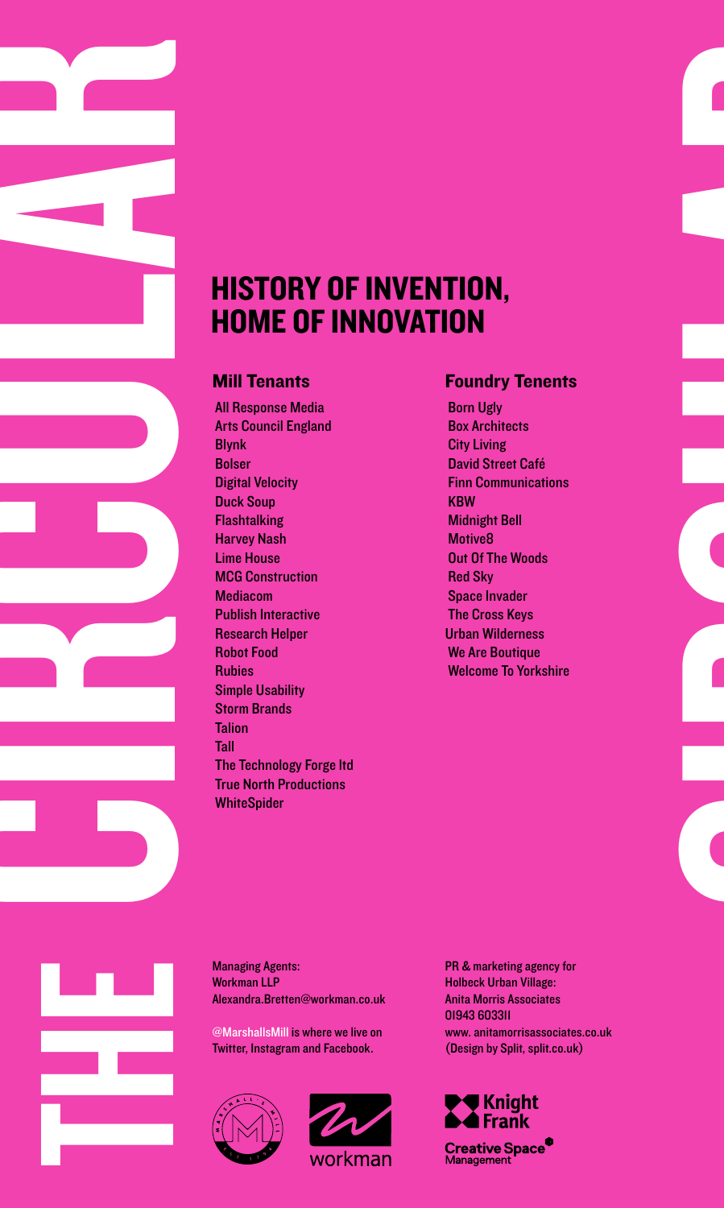THE CIRCULAR

# HISTORY OF INVENTION, HOME OF INNOVATION

## Mill Tenants

All Response Media
Arts Council England
Blynk
Bolser
Digital Velocity
Duck Soup
Flashtalking
Harvey Nash
Lime House
MCG Construction
Mediacom
Publish Interactive
Research Helper
Robot Food
Rubies
Simple Usability
Storm Brands
Talion
Tall
The Technology Forge ltd
True North Productions
WhiteSpider

## Foundry Tenents

Born Ugly
Box Architects
City Living
David Street Café
Finn Communications
KBW
Midnight Bell
Motive8
Out Of The Woods
Red Sky
Space Invader
The Cross Keys
Urban Wilderness
We Are Boutique
Welcome To Yorkshire

Managing Agents:
Workman LLP
Alexandra.Bretten@workman.co.uk

@MarshallsMill is where we live on Twitter, Instagram and Facebook.

PR & marketing agency for Holbeck Urban Village:
Anita Morris Associates
01943 603311
www. anitamorrisassociates.co.uk
(Design by Split, split.co.uk)

workman

Knight Frank

Creative Space Management